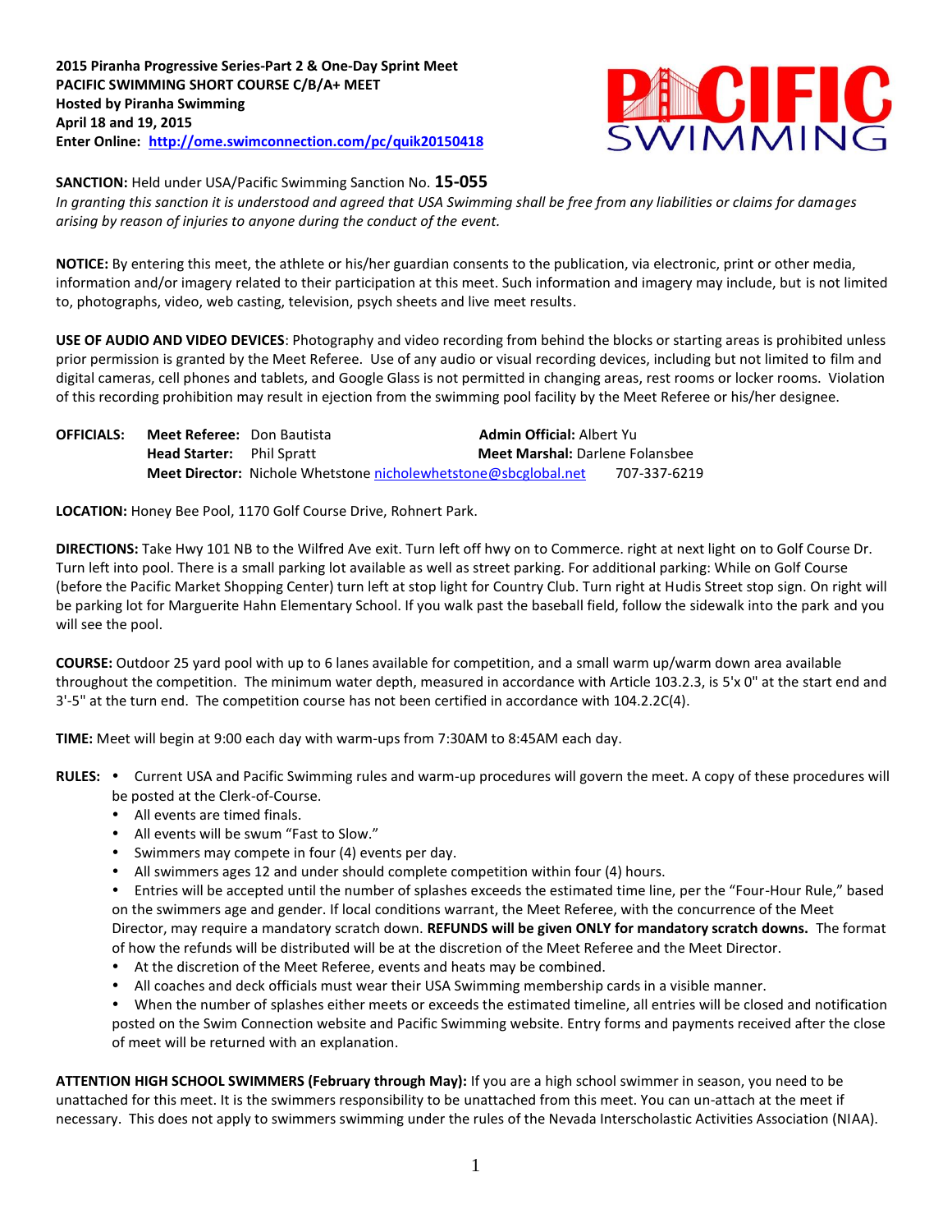**2015 Piranha Progressive Series-Part 2 & One-Day Sprint Meet**
**PACIFIC SWIMMING SHORT COURSE C/B/A+ MEET**
**Hosted by Piranha Swimming**
**April 18 and 19, 2015**
**Enter Online: [http://ome.swimconnection.com/pc/quik20150418](http://ome.swimconnection.com/pc/quik20150418)**

**SANCTION:** Held under USA/Pacific Swimming Sanction No. **15-055**
*In granting this sanction it is understood and agreed that USA Swimming shall be free from any liabilities or claims for damages arising by reason of injuries to anyone during the conduct of the event.*

**NOTICE:** By entering this meet, the athlete or his/her guardian consents to the publication, via electronic, print or other media, information and/or imagery related to their participation at this meet. Such information and imagery may include, but is not limited to, photographs, video, web casting, television, psych sheets and live meet results.

**USE OF AUDIO AND VIDEO DEVICES**: Photography and video recording from behind the blocks or starting areas is prohibited unless prior permission is granted by the Meet Referee. Use of any audio or visual recording devices, including but not limited to film and digital cameras, cell phones and tablets, and Google Glass is not permitted in changing areas, rest rooms or locker rooms. Violation of this recording prohibition may result in ejection from the swimming pool facility by the Meet Referee or his/her designee.

**OFFICIALS:** **Meet Referee:** Don Bautista **Admin Official:** Albert Yu
**Head Starter:** Phil Spratt **Meet Marshal:** Darlene Folansbee
**Meet Director:** Nichole Whetstone nicholewhetstone@sbcglobal.net 707-337-6219

**LOCATION:** Honey Bee Pool, 1170 Golf Course Drive, Rohnert Park.

**DIRECTIONS:** Take Hwy 101 NB to the Wilfred Ave exit. Turn left off hwy on to Commerce. right at next light on to Golf Course Dr. Turn left into pool. There is a small parking lot available as well as street parking. For additional parking: While on Golf Course (before the Pacific Market Shopping Center) turn left at stop light for Country Club. Turn right at Hudis Street stop sign. On right will be parking lot for Marguerite Hahn Elementary School. If you walk past the baseball field, follow the sidewalk into the park and you will see the pool.

**COURSE:** Outdoor 25 yard pool with up to 6 lanes available for competition, and a small warm up/warm down area available throughout the competition. The minimum water depth, measured in accordance with Article 103.2.3, is 5'x 0" at the start end and 3'-5" at the turn end. The competition course has not been certified in accordance with 104.2.2C(4).

**TIME:** Meet will begin at 9:00 each day with warm-ups from 7:30AM to 8:45AM each day.

**RULES:**
- Current USA and Pacific Swimming rules and warm-up procedures will govern the meet. A copy of these procedures will be posted at the Clerk-of-Course.
- All events are timed finals.
- All events will be swum "Fast to Slow."
- Swimmers may compete in four (4) events per day.
- All swimmers ages 12 and under should complete competition within four (4) hours.
- Entries will be accepted until the number of splashes exceeds the estimated time line, per the "Four-Hour Rule," based on the swimmers age and gender. If local conditions warrant, the Meet Referee, with the concurrence of the Meet Director, may require a mandatory scratch down. **REFUNDS will be given ONLY for mandatory scratch downs.** The format of how the refunds will be distributed will be at the discretion of the Meet Referee and the Meet Director.
- At the discretion of the Meet Referee, events and heats may be combined.
- All coaches and deck officials must wear their USA Swimming membership cards in a visible manner.
- When the number of splashes either meets or exceeds the estimated timeline, all entries will be closed and notification posted on the Swim Connection website and Pacific Swimming website. Entry forms and payments received after the close of meet will be returned with an explanation.

**ATTENTION HIGH SCHOOL SWIMMERS (February through May):** If you are a high school swimmer in season, you need to be unattached for this meet. It is the swimmers responsibility to be unattached from this meet. You can un-attach at the meet if necessary. This does not apply to swimmers swimming under the rules of the Nevada Interscholastic Activities Association (NIAA).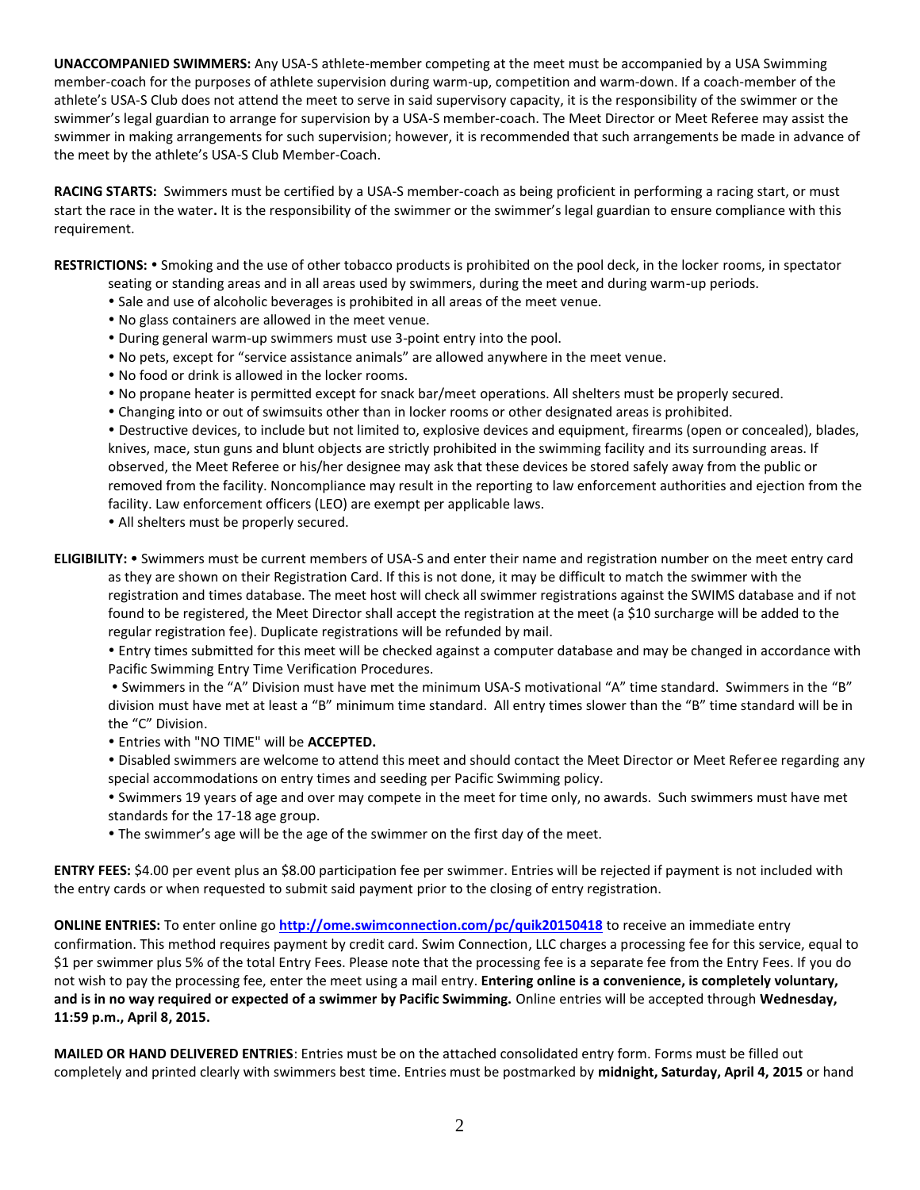**UNACCOMPANIED SWIMMERS:** Any USA-S athlete-member competing at the meet must be accompanied by a USA Swimming member-coach for the purposes of athlete supervision during warm-up, competition and warm-down. If a coach-member of the athlete's USA-S Club does not attend the meet to serve in said supervisory capacity, it is the responsibility of the swimmer or the swimmer's legal guardian to arrange for supervision by a USA-S member-coach. The Meet Director or Meet Referee may assist the swimmer in making arrangements for such supervision; however, it is recommended that such arrangements be made in advance of the meet by the athlete's USA-S Club Member-Coach.

**RACING STARTS:** Swimmers must be certified by a USA-S member-coach as being proficient in performing a racing start, or must start the race in the water**.** It is the responsibility of the swimmer or the swimmer's legal guardian to ensure compliance with this requirement.

**RESTRICTIONS:** • Smoking and the use of other tobacco products is prohibited on the pool deck, in the locker rooms, in spectator seating or standing areas and in all areas used by swimmers, during the meet and during warm-up periods.

- Sale and use of alcoholic beverages is prohibited in all areas of the meet venue.
- No glass containers are allowed in the meet venue.
- During general warm-up swimmers must use 3-point entry into the pool.
- No pets, except for "service assistance animals" are allowed anywhere in the meet venue.
- No food or drink is allowed in the locker rooms.
- No propane heater is permitted except for snack bar/meet operations. All shelters must be properly secured.
- Changing into or out of swimsuits other than in locker rooms or other designated areas is prohibited.
- Destructive devices, to include but not limited to, explosive devices and equipment, firearms (open or concealed), blades, knives, mace, stun guns and blunt objects are strictly prohibited in the swimming facility and its surrounding areas. If observed, the Meet Referee or his/her designee may ask that these devices be stored safely away from the public or removed from the facility. Noncompliance may result in the reporting to law enforcement authorities and ejection from the facility. Law enforcement officers (LEO) are exempt per applicable laws.
- All shelters must be properly secured.

**ELIGIBILITY:** • Swimmers must be current members of USA-S and enter their name and registration number on the meet entry card as they are shown on their Registration Card. If this is not done, it may be difficult to match the swimmer with the registration and times database. The meet host will check all swimmer registrations against the SWIMS database and if not found to be registered, the Meet Director shall accept the registration at the meet (a $10 surcharge will be added to the regular registration fee). Duplicate registrations will be refunded by mail.

- Entry times submitted for this meet will be checked against a computer database and may be changed in accordance with Pacific Swimming Entry Time Verification Procedures.
- Swimmers in the "A" Division must have met the minimum USA-S motivational "A" time standard. Swimmers in the "B" division must have met at least a "B" minimum time standard. All entry times slower than the "B" time standard will be in the "C" Division.
- Entries with "NO TIME" will be **ACCEPTED.**
- Disabled swimmers are welcome to attend this meet and should contact the Meet Director or Meet Referee regarding any special accommodations on entry times and seeding per Pacific Swimming policy.
- Swimmers 19 years of age and over may compete in the meet for time only, no awards. Such swimmers must have met standards for the 17-18 age group.
- The swimmer's age will be the age of the swimmer on the first day of the meet.

**ENTRY FEES:** $4.00 per event plus an $8.00 participation fee per swimmer. Entries will be rejected if payment is not included with the entry cards or when requested to submit said payment prior to the closing of entry registration.

**ONLINE ENTRIES:** To enter online go **http://ome.swimconnection.com/pc/quik20150418** to receive an immediate entry confirmation. This method requires payment by credit card. Swim Connection, LLC charges a processing fee for this service, equal to $1 per swimmer plus 5% of the total Entry Fees. Please note that the processing fee is a separate fee from the Entry Fees. If you do not wish to pay the processing fee, enter the meet using a mail entry. **Entering online is a convenience, is completely voluntary, and is in no way required or expected of a swimmer by Pacific Swimming.** Online entries will be accepted through **Wednesday, 11:59 p.m., April 8, 2015.**

**MAILED OR HAND DELIVERED ENTRIES**: Entries must be on the attached consolidated entry form. Forms must be filled out completely and printed clearly with swimmers best time. Entries must be postmarked by **midnight, Saturday, April 4, 2015** or hand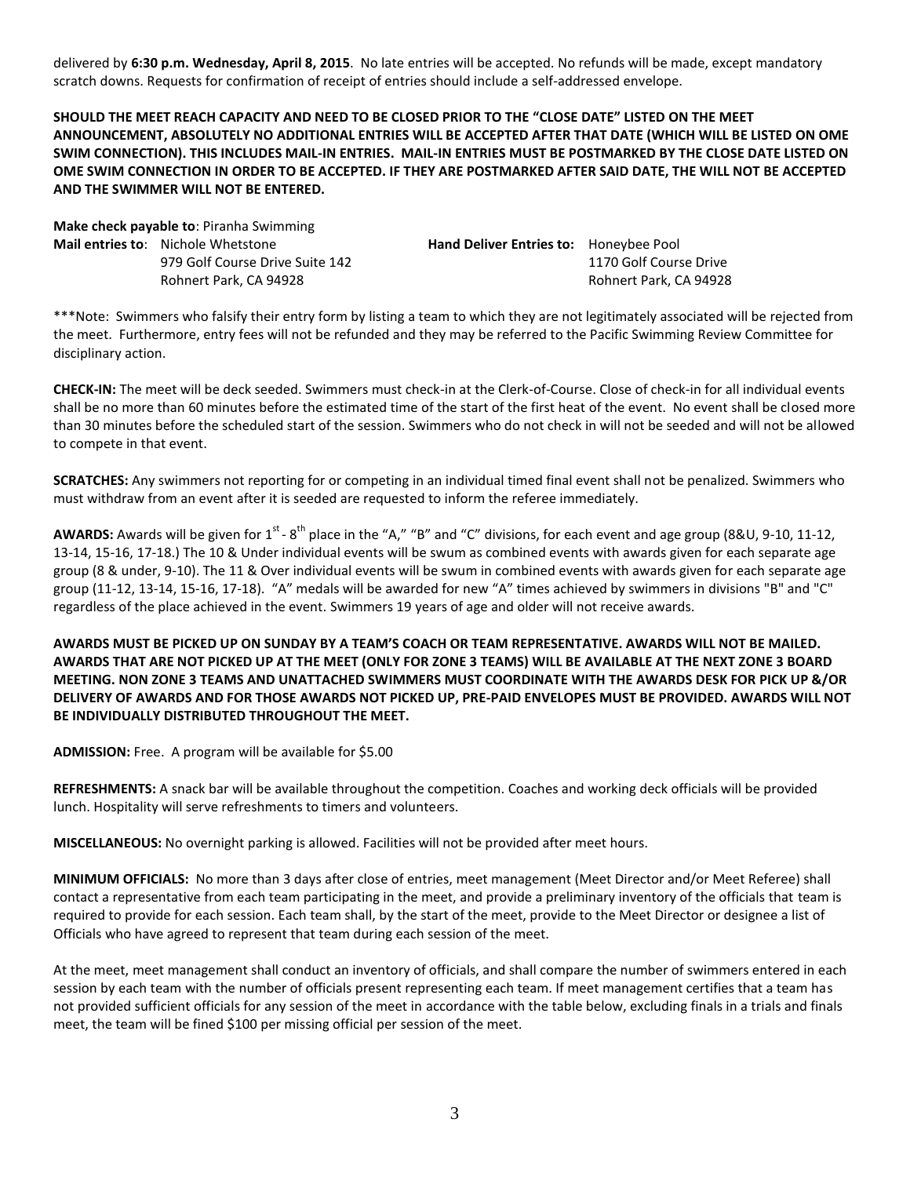delivered by **6:30 p.m. Wednesday, April 8, 2015**. No late entries will be accepted. No refunds will be made, except mandatory scratch downs. Requests for confirmation of receipt of entries should include a self-addressed envelope.

**SHOULD THE MEET REACH CAPACITY AND NEED TO BE CLOSED PRIOR TO THE "CLOSE DATE" LISTED ON THE MEET ANNOUNCEMENT, ABSOLUTELY NO ADDITIONAL ENTRIES WILL BE ACCEPTED AFTER THAT DATE (WHICH WILL BE LISTED ON OME SWIM CONNECTION). THIS INCLUDES MAIL-IN ENTRIES. MAIL-IN ENTRIES MUST BE POSTMARKED BY THE CLOSE DATE LISTED ON OME SWIM CONNECTION IN ORDER TO BE ACCEPTED. IF THEY ARE POSTMARKED AFTER SAID DATE, THE WILL NOT BE ACCEPTED AND THE SWIMMER WILL NOT BE ENTERED.**

**Make check payable to**: Piranha Swimming

**Mail entries to**: Nichole Whetstone
979 Golf Course Drive Suite 142
Rohnert Park, CA 94928

**Hand Deliver Entries to:** Honeybee Pool
1170 Golf Course Drive
Rohnert Park, CA 94928

***Note: Swimmers who falsify their entry form by listing a team to which they are not legitimately associated will be rejected from the meet. Furthermore, entry fees will not be refunded and they may be referred to the Pacific Swimming Review Committee for disciplinary action.

**CHECK-IN:** The meet will be deck seeded. Swimmers must check-in at the Clerk-of-Course. Close of check-in for all individual events shall be no more than 60 minutes before the estimated time of the start of the first heat of the event. No event shall be closed more than 30 minutes before the scheduled start of the session. Swimmers who do not check in will not be seeded and will not be allowed to compete in that event.

**SCRATCHES:** Any swimmers not reporting for or competing in an individual timed final event shall not be penalized. Swimmers who must withdraw from an event after it is seeded are requested to inform the referee immediately.

**AWARDS:** Awards will be given for 1st - 8th place in the "A," "B" and "C" divisions, for each event and age group (8&U, 9-10, 11-12, 13-14, 15-16, 17-18.) The 10 & Under individual events will be swum as combined events with awards given for each separate age group (8 & under, 9-10). The 11 & Over individual events will be swum in combined events with awards given for each separate age group (11-12, 13-14, 15-16, 17-18). "A" medals will be awarded for new "A" times achieved by swimmers in divisions "B" and "C" regardless of the place achieved in the event. Swimmers 19 years of age and older will not receive awards.

**AWARDS MUST BE PICKED UP ON SUNDAY BY A TEAM'S COACH OR TEAM REPRESENTATIVE. AWARDS WILL NOT BE MAILED. AWARDS THAT ARE NOT PICKED UP AT THE MEET (ONLY FOR ZONE 3 TEAMS) WILL BE AVAILABLE AT THE NEXT ZONE 3 BOARD MEETING. NON ZONE 3 TEAMS AND UNATTACHED SWIMMERS MUST COORDINATE WITH THE AWARDS DESK FOR PICK UP &/OR DELIVERY OF AWARDS AND FOR THOSE AWARDS NOT PICKED UP, PRE-PAID ENVELOPES MUST BE PROVIDED. AWARDS WILL NOT BE INDIVIDUALLY DISTRIBUTED THROUGHOUT THE MEET.**

**ADMISSION:** Free. A program will be available for $5.00

**REFRESHMENTS:** A snack bar will be available throughout the competition. Coaches and working deck officials will be provided lunch. Hospitality will serve refreshments to timers and volunteers.

**MISCELLANEOUS:** No overnight parking is allowed. Facilities will not be provided after meet hours.

**MINIMUM OFFICIALS:** No more than 3 days after close of entries, meet management (Meet Director and/or Meet Referee) shall contact a representative from each team participating in the meet, and provide a preliminary inventory of the officials that team is required to provide for each session. Each team shall, by the start of the meet, provide to the Meet Director or designee a list of Officials who have agreed to represent that team during each session of the meet.

At the meet, meet management shall conduct an inventory of officials, and shall compare the number of swimmers entered in each session by each team with the number of officials present representing each team. If meet management certifies that a team has not provided sufficient officials for any session of the meet in accordance with the table below, excluding finals in a trials and finals meet, the team will be fined $100 per missing official per session of the meet.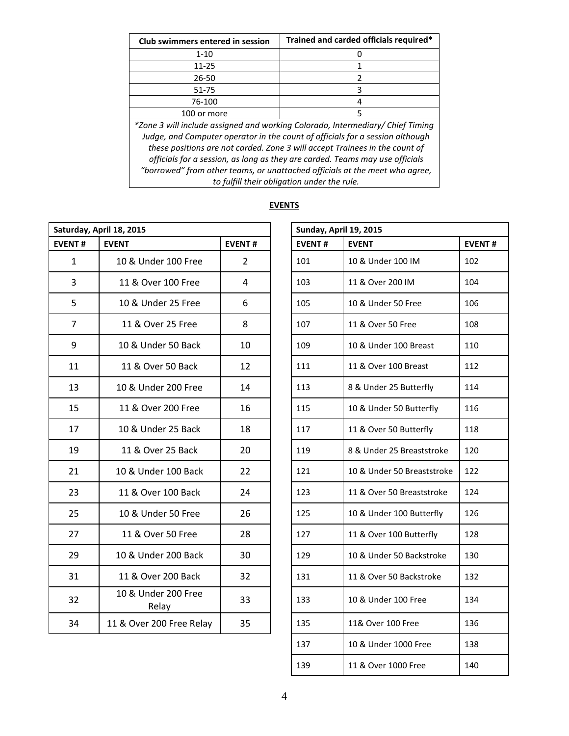| Club swimmers entered in session | Trained and carded officials required* |
|---|---|
| 1-10 | 0 |
| 11-25 | 1 |
| 26-50 | 2 |
| 51-75 | 3 |
| 76-100 | 4 |
| 100 or more | 5 |

*\*Zone 3 will include assigned and working Colorado, Intermediary/ Chief Timing Judge, and Computer operator in the count of officials for a session although these positions are not carded. Zone 3 will accept Trainees in the count of officials for a session, as long as they are carded. Teams may use officials "borrowed" from other teams, or unattached officials at the meet who agree, to fulfill their obligation under the rule.*

## EVENTS

| Saturday, April 18, 2015 | | |
|---|---|---|
| **EVENT #** | **EVENT** | **EVENT #** |
| 1 | 10 & Under 100 Free | 2 |
| 3 | 11 & Over 100 Free | 4 |
| 5 | 10 & Under 25 Free | 6 |
| 7 | 11 & Over 25 Free | 8 |
| 9 | 10 & Under 50 Back | 10 |
| 11 | 11 & Over 50 Back | 12 |
| 13 | 10 & Under 200 Free | 14 |
| 15 | 11 & Over 200 Free | 16 |
| 17 | 10 & Under 25 Back | 18 |
| 19 | 11 & Over 25 Back | 20 |
| 21 | 10 & Under 100 Back | 22 |
| 23 | 11 & Over 100 Back | 24 |
| 25 | 10 & Under 50 Free | 26 |
| 27 | 11 & Over 50 Free | 28 |
| 29 | 10 & Under 200 Back | 30 |
| 31 | 11 & Over 200 Back | 32 |
| 32 | 10 & Under 200 Free Relay | 33 |
| 34 | 11 & Over 200 Free Relay | 35 |

| Sunday, April 19, 2015 | | |
|---|---|---|
| **EVENT #** | **EVENT** | **EVENT #** |
| 101 | 10 & Under 100 IM | 102 |
| 103 | 11 & Over 200 IM | 104 |
| 105 | 10 & Under 50 Free | 106 |
| 107 | 11 & Over 50 Free | 108 |
| 109 | 10 & Under 100 Breast | 110 |
| 111 | 11 & Over 100 Breast | 112 |
| 113 | 8 & Under 25 Butterfly | 114 |
| 115 | 10 & Under 50 Butterfly | 116 |
| 117 | 11 & Over 50 Butterfly | 118 |
| 119 | 8 & Under 25 Breaststroke | 120 |
| 121 | 10 & Under 50 Breaststroke | 122 |
| 123 | 11 & Over 50 Breaststroke | 124 |
| 125 | 10 & Under 100 Butterfly | 126 |
| 127 | 11 & Over 100 Butterfly | 128 |
| 129 | 10 & Under 50 Backstroke | 130 |
| 131 | 11 & Over 50 Backstroke | 132 |
| 133 | 10 & Under 100 Free | 134 |
| 135 | 11& Over 100 Free | 136 |
| 137 | 10 & Under 1000 Free | 138 |
| 139 | 11 & Over 1000 Free | 140 |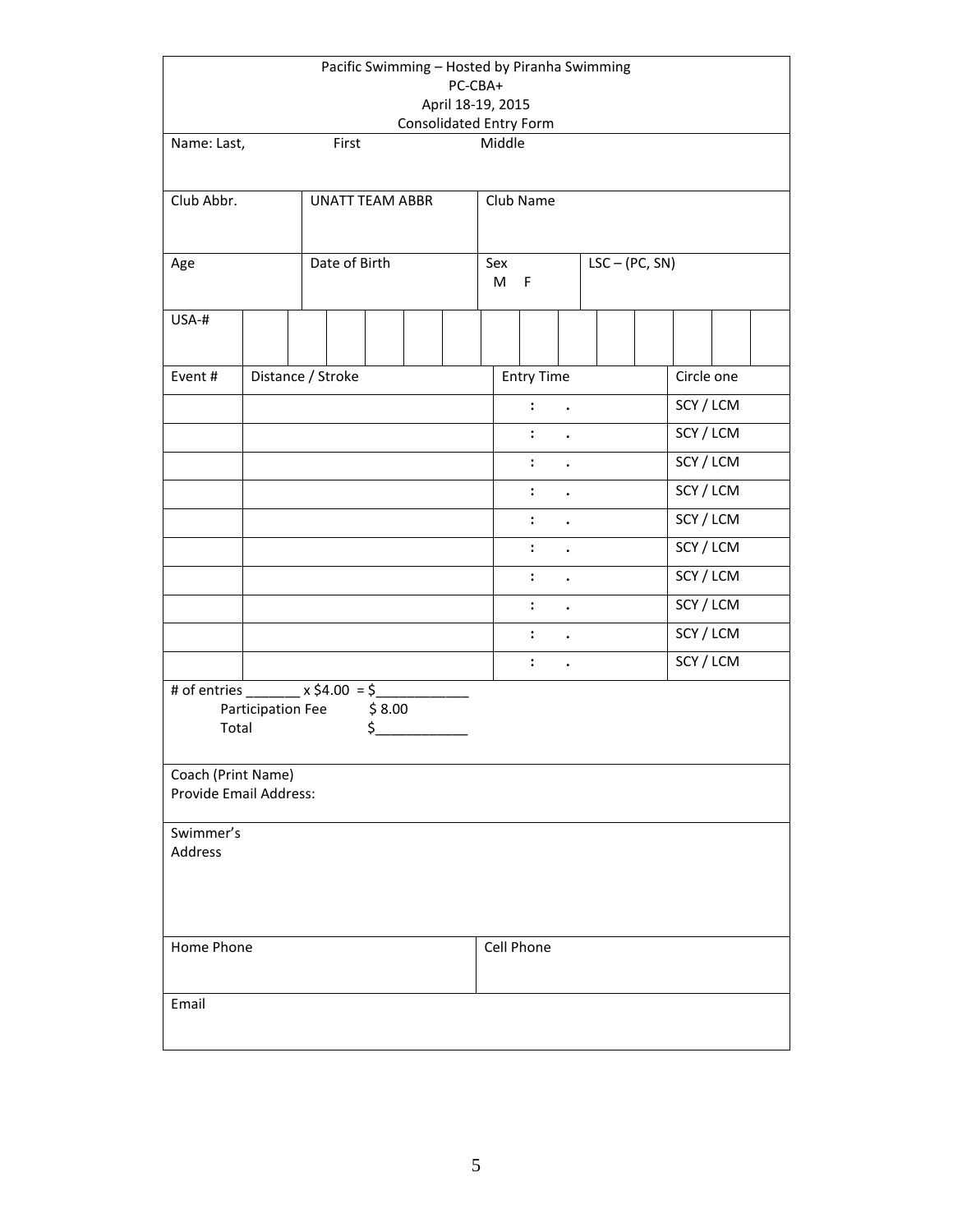Pacific Swimming – Hosted by Piranha Swimming
PC-CBA+
April 18-19, 2015
Consolidated Entry Form

| Name: Last, | First | Middle |
|---|---|---|
| | | |

| Club Abbr. | UNATT TEAM ABBR | Club Name |
|---|---|---|
| | | |

| Age | Date of Birth | Sex M F | LSC – (PC, SN) |
|---|---|---|---|
| | | | |

| USA-# | | | | | | | | | | | | | | |
|---|---|---|---|---|---|---|---|---|---|---|---|---|---|---|

| Event # | Distance / Stroke | Entry Time | Circle one |
|---|---|---|---|
| | | : . | SCY / LCM |
| | | : . | SCY / LCM |
| | | : . | SCY / LCM |
| | | : . | SCY / LCM |
| | | : . | SCY / LCM |
| | | : . | SCY / LCM |
| | | : . | SCY / LCM |
| | | : . | SCY / LCM |
| | | : . | SCY / LCM |
| | | : . | SCY / LCM |

# of entries _______ x $4.00 = $____________
Participation Fee $ 8.00
Total $____________

Coach (Print Name)
Provide Email Address:

Swimmer's
Address

| Home Phone | Cell Phone |
|---|---|
| | |

Email